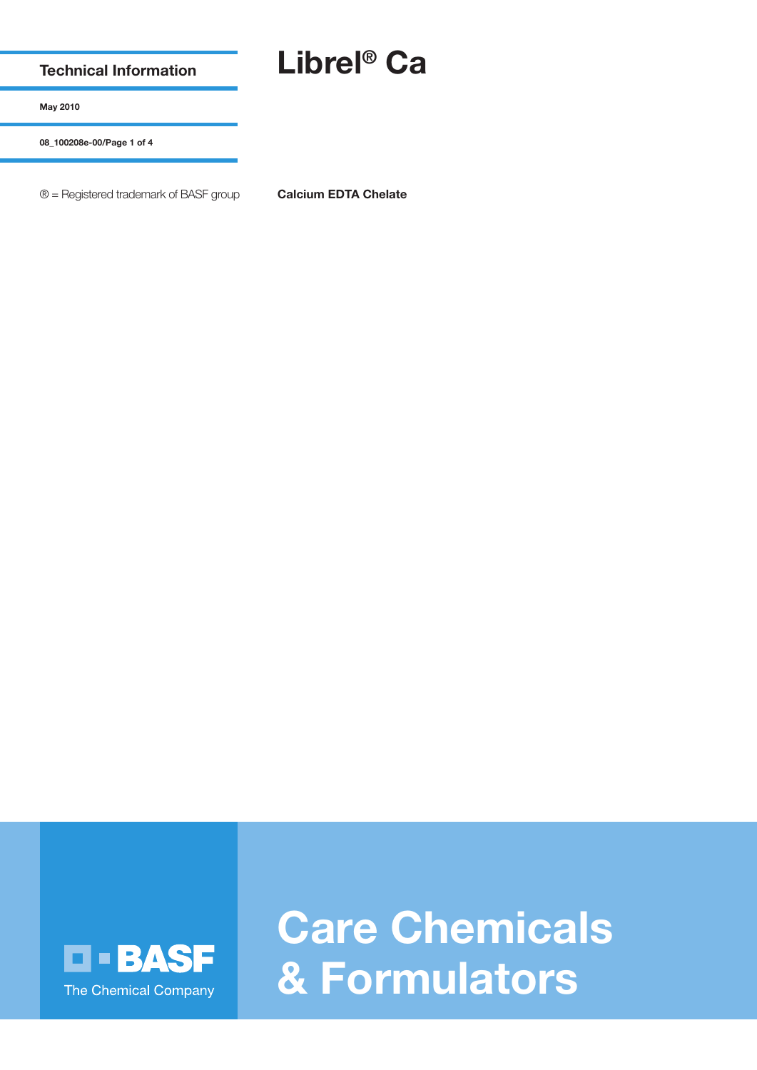Technical Information

May 2010

08_100208e-00

® = Registered trademark of BASF group

# Librel® Ca

**Calcium EDTA Chelate**

BASF
The Chemical Company

Care Chemicals
& Formulators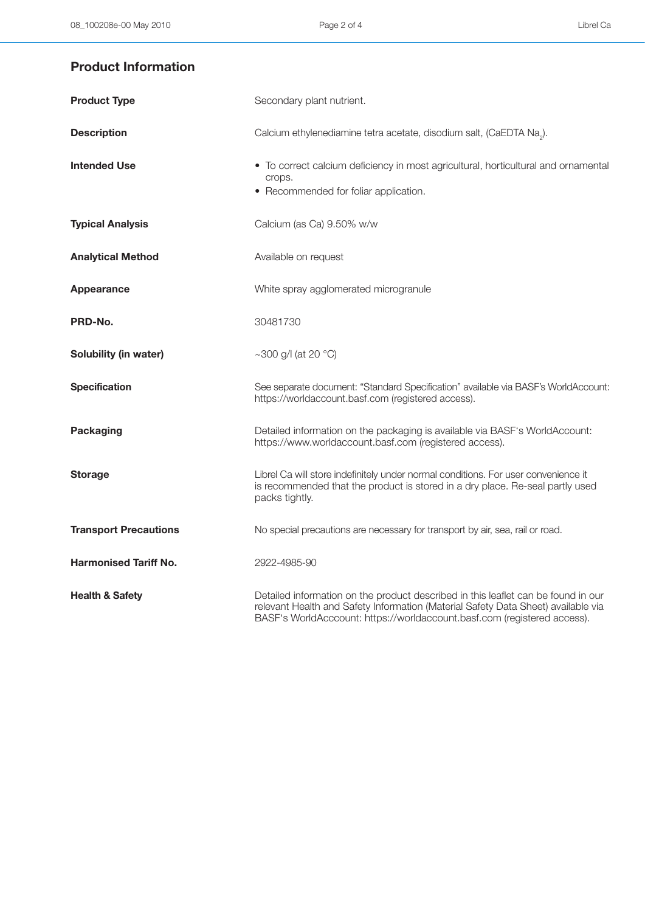## Product Information

| | |
|---|---|
| **Product Type** | Secondary plant nutrient. |
| **Description** | Calcium ethylenediamine tetra acetate, disodium salt, (CaEDTA $Na_2$). |
| **Intended Use** | • To correct calcium deficiency in most agricultural, horticultural and ornamental crops. <br> • Recommended for foliar application. |
| **Typical Analysis** | Calcium (as Ca) 9.50% w/w |
| **Analytical Method** | Available on request |
| **Appearance** | White spray agglomerated microgranule |
| **PRD-No.** | 30481730 |
| **Solubility (in water)** | ~300 g/l (at 20 °C) |
| **Specification** | See separate document: “Standard Specification” available via BASF’s WorldAccount: https://worldaccount.basf.com (registered access). |
| **Packaging** | Detailed information on the packaging is available via BASF‘s WorldAccount: https://www.worldaccount.basf.com (registered access). |
| **Storage** | Librel Ca will store indefinitely under normal conditions. For user convenience it is recommended that the product is stored in a dry place. Re-seal partly used packs tightly. |
| **Transport Precautions** | No special precautions are necessary for transport by air, sea, rail or road. |
| **Harmonised Tariff No.** | 2922-4985-90 |
| **Health & Safety** | Detailed information on the product described in this leaflet can be found in our relevant Health and Safety Information (Material Safety Data Sheet) available via BASF‘s WorldAcccount: https://worldaccount.basf.com (registered access). |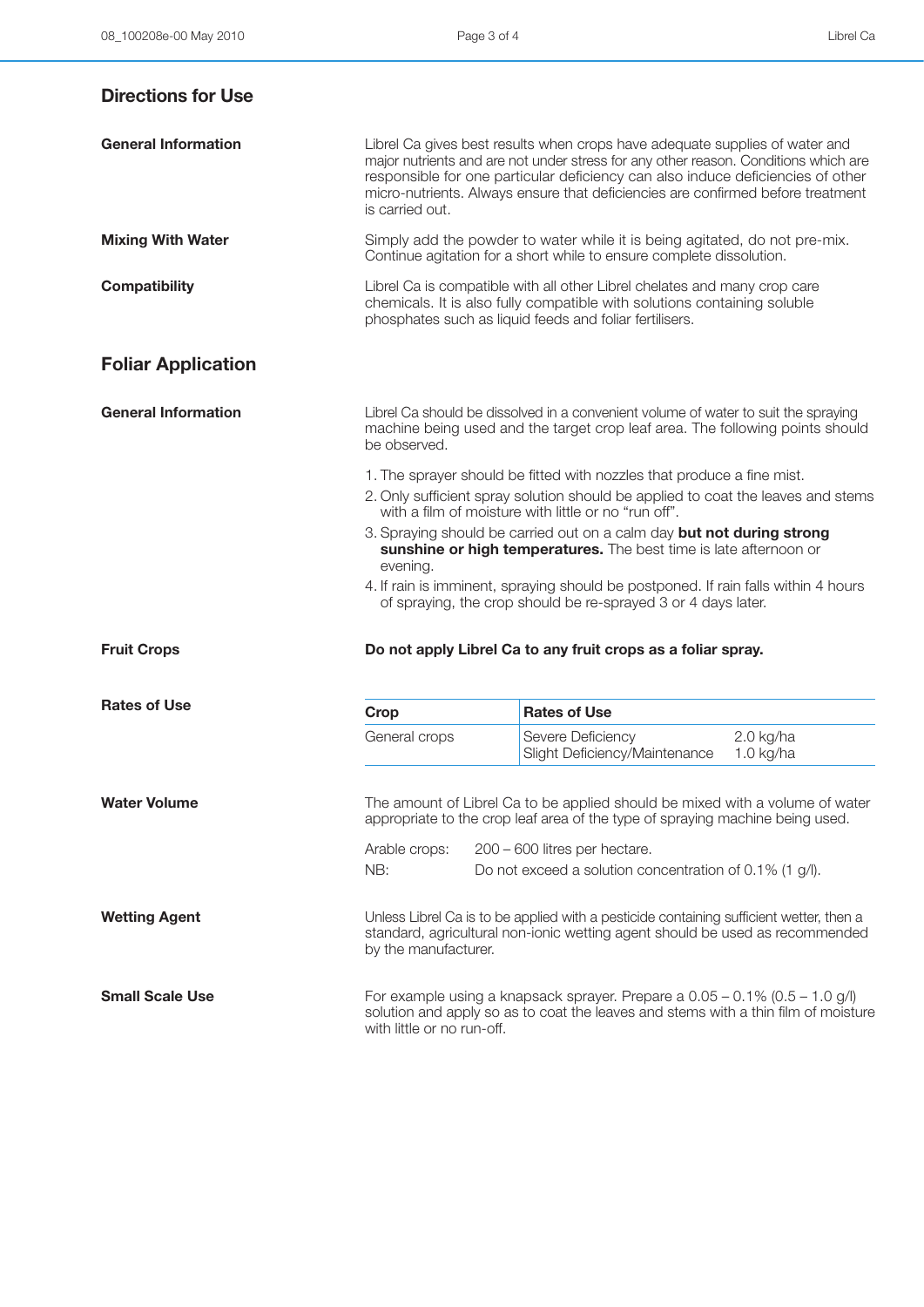## Directions for Use

### General Information

Librel Ca gives best results when crops have adequate supplies of water and major nutrients and are not under stress for any other reason. Conditions which are responsible for one particular deficiency can also induce deficiencies of other micro-nutrients. Always ensure that deficiencies are confirmed before treatment is carried out.

### Mixing With Water

Simply add the powder to water while it is being agitated, do not pre-mix. Continue agitation for a short while to ensure complete dissolution.

### Compatibility

Librel Ca is compatible with all other Librel chelates and many crop care chemicals. It is also fully compatible with solutions containing soluble phosphates such as liquid feeds and foliar fertilisers.

## Foliar Application

### General Information

Librel Ca should be dissolved in a convenient volume of water to suit the spraying machine being used and the target crop leaf area. The following points should be observed.

1. The sprayer should be fitted with nozzles that produce a fine mist.
2. Only sufficient spray solution should be applied to coat the leaves and stems with a film of moisture with little or no "run off".
3. Spraying should be carried out on a calm day **but not during strong sunshine or high temperatures.** The best time is late afternoon or evening.
4. If rain is imminent, spraying should be postponed. If rain falls within 4 hours of spraying, the crop should be re-sprayed 3 or 4 days later.

### Fruit Crops

**Do not apply Librel Ca to any fruit crops as a foliar spray.**

### Rates of Use

| Crop | Rates of Use | |
|---|---|---|
| General crops | Severe Deficiency | 2.0 kg/ha |
| | Slight Deficiency/Maintenance | 1.0 kg/ha |

### Water Volume

The amount of Librel Ca to be applied should be mixed with a volume of water appropriate to the crop leaf area of the type of spraying machine being used.

Arable crops: 200 – 600 litres per hectare.

NB: Do not exceed a solution concentration of 0.1% (1 g/l).

### Wetting Agent

Unless Librel Ca is to be applied with a pesticide containing sufficient wetter, then a standard, agricultural non-ionic wetting agent should be used as recommended by the manufacturer.

### Small Scale Use

For example using a knapsack sprayer. Prepare a 0.05 – 0.1% (0.5 – 1.0 g/l) solution and apply so as to coat the leaves and stems with a thin film of moisture with little or no run-off.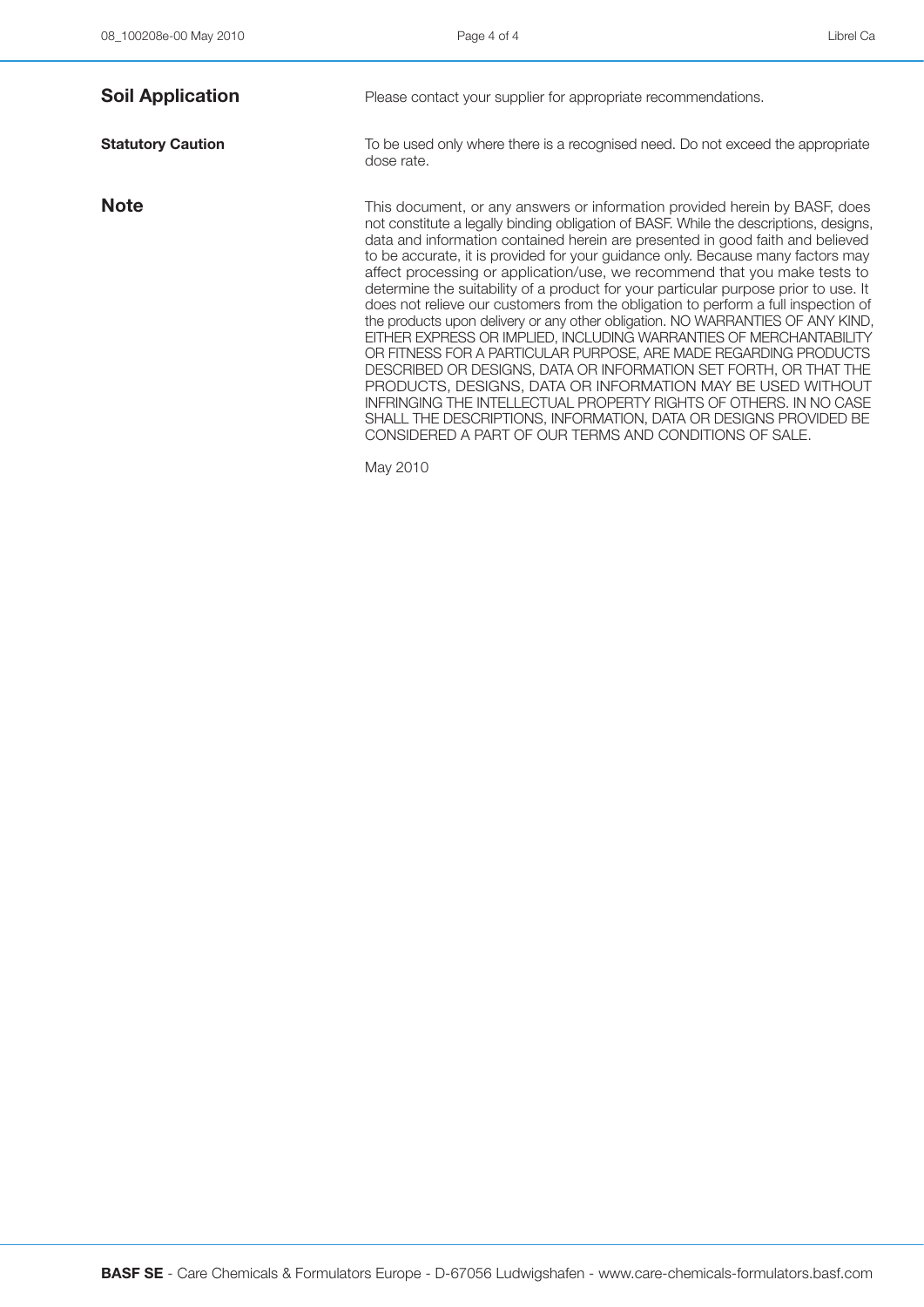## Soil Application

Please contact your supplier for appropriate recommendations.

**Statutory Caution**

To be used only where there is a recognised need. Do not exceed the appropriate dose rate.

## Note

This document, or any answers or information provided herein by BASF, does not constitute a legally binding obligation of BASF. While the descriptions, designs, data and information contained herein are presented in good faith and believed to be accurate, it is provided for your guidance only. Because many factors may affect processing or application/use, we recommend that you make tests to determine the suitability of a product for your particular purpose prior to use. It does not relieve our customers from the obligation to perform a full inspection of the products upon delivery or any other obligation. NO WARRANTIES OF ANY KIND, EITHER EXPRESS OR IMPLIED, INCLUDING WARRANTIES OF MERCHANTABILITY OR FITNESS FOR A PARTICULAR PURPOSE, ARE MADE REGARDING PRODUCTS DESCRIBED OR DESIGNS, DATA OR INFORMATION SET FORTH, OR THAT THE PRODUCTS, DESIGNS, DATA OR INFORMATION MAY BE USED WITHOUT INFRINGING THE INTELLECTUAL PROPERTY RIGHTS OF OTHERS. IN NO CASE SHALL THE DESCRIPTIONS, INFORMATION, DATA OR DESIGNS PROVIDED BE CONSIDERED A PART OF OUR TERMS AND CONDITIONS OF SALE.

May 2010

**BASF SE** - Care Chemicals & Formulators Europe - D-67056 Ludwigshafen - www.care-chemicals-formulators.basf.com